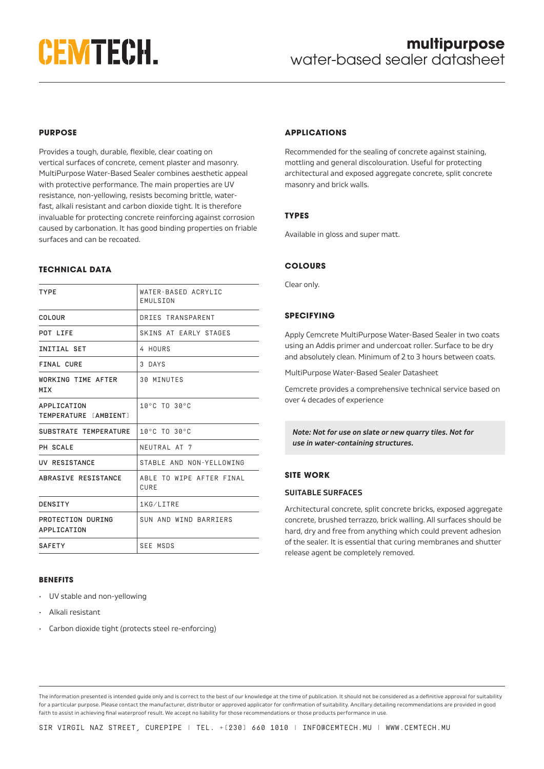# CEMTECH.

## multipurpose water-based sealer datasheet

### PURPOSE

Provides a tough, durable, flexible, clear coating on vertical surfaces of concrete, cement plaster and masonry. MultiPurpose Water-Based Sealer combines aesthetic appeal with protective performance. The main properties are UV resistance, non-yellowing, resists becoming brittle, water-fast, alkali resistant and carbon dioxide tight. It is therefore invaluable for protecting concrete reinforcing against corrosion caused by carbonation. It has good binding properties on friable surfaces and can be recoated.

### TECHNICAL DATA

| | |
|---|---|
| TYPE | WATER-BASED ACRYLIC EMULSION |
| COLOUR | DRIES TRANSPARENT |
| POT LIFE | SKINS AT EARLY STAGES |
| INITIAL SET | 4 HOURS |
| FINAL CURE | 3 DAYS |
| WORKING TIME AFTER MIX | 30 MINUTES |
| APPLICATION TEMPERATURE (AMBIENT) | 10°C TO 30°C |
| SUBSTRATE TEMPERATURE | 10°C TO 30°C |
| PH SCALE | NEUTRAL AT 7 |
| UV RESISTANCE | STABLE AND NON-YELLOWING |
| ABRASIVE RESISTANCE | ABLE TO WIPE AFTER FINAL CURE |
| DENSITY | 1KG/LITRE |
| PROTECTION DURING APPLICATION | SUN AND WIND BARRIERS |
| SAFETY | SEE MSDS |

### BENEFITS

- UV stable and non-yellowing
- Alkali resistant
- Carbon dioxide tight (protects steel re-enforcing)

### APPLICATIONS

Recommended for the sealing of concrete against staining, mottling and general discolouration. Useful for protecting architectural and exposed aggregate concrete, split concrete masonry and brick walls.

### TYPES

Available in gloss and super matt.

### COLOURS

Clear only.

### SPECIFYING

Apply Cemcrete MultiPurpose Water-Based Sealer in two coats using an Addis primer and undercoat roller. Surface to be dry and absolutely clean. Minimum of 2 to 3 hours between coats.

MultiPurpose Water-Based Sealer Datasheet

Cemcrete provides a comprehensive technical service based on over 4 decades of experience

***Note: Not for use on slate or new quarry tiles. Not for use in water-containing structures.***

### SITE WORK

#### SUITABLE SURFACES

Architectural concrete, split concrete bricks, exposed aggregate concrete, brushed terrazzo, brick walling. All surfaces should be hard, dry and free from anything which could prevent adhesion of the sealer. It is essential that curing membranes and shutter release agent be completely removed.

The information presented is intended guide only and is correct to the best of our knowledge at the time of publication. It should not be considered as a definitive approval for suitability for a particular purpose. Please contact the manufacturer, distributor or approved applicator for confirmation of suitability. Ancillary detailing recommendations are provided in good faith to assist in achieving final waterproof result. We accept no liability for those recommendations or those products performance in use.

SIR VIRGIL NAZ STREET, CUREPIPE | TEL. +(230) 660 1010 | INFO@CEMTECH.MU | WWW.CEMTECH.MU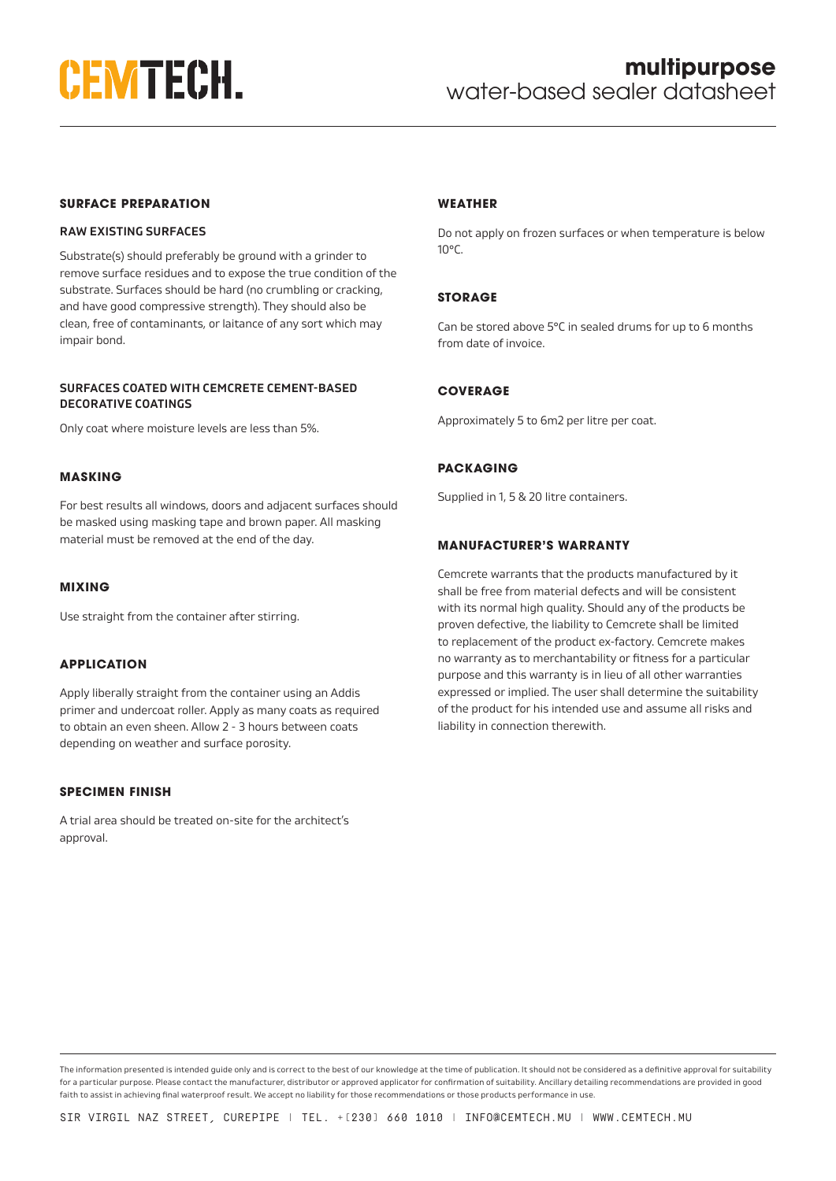# multipurpose water-based sealer datasheet

## SURFACE PREPARATION

### RAW EXISTING SURFACES

Substrate(s) should preferably be ground with a grinder to remove surface residues and to expose the true condition of the substrate. Surfaces should be hard (no crumbling or cracking, and have good compressive strength). They should also be clean, free of contaminants, or laitance of any sort which may impair bond.

### SURFACES COATED WITH CEMCRETE CEMENT-BASED DECORATIVE COATINGS

Only coat where moisture levels are less than 5%.

## MASKING

For best results all windows, doors and adjacent surfaces should be masked using masking tape and brown paper. All masking material must be removed at the end of the day.

## MIXING

Use straight from the container after stirring.

## APPLICATION

Apply liberally straight from the container using an Addis primer and undercoat roller. Apply as many coats as required to obtain an even sheen. Allow 2 - 3 hours between coats depending on weather and surface porosity.

## SPECIMEN FINISH

A trial area should be treated on-site for the architect's approval.

## WEATHER

Do not apply on frozen surfaces or when temperature is below 10°C.

## STORAGE

Can be stored above 5°C in sealed drums for up to 6 months from date of invoice.

## COVERAGE

Approximately 5 to 6m2 per litre per coat.

## PACKAGING

Supplied in 1, 5 & 20 litre containers.

## MANUFACTURER'S WARRANTY

Cemcrete warrants that the products manufactured by it shall be free from material defects and will be consistent with its normal high quality. Should any of the products be proven defective, the liability to Cemcrete shall be limited to replacement of the product ex-factory. Cemcrete makes no warranty as to merchantability or fitness for a particular purpose and this warranty is in lieu of all other warranties expressed or implied. The user shall determine the suitability of the product for his intended use and assume all risks and liability in connection therewith.

The information presented is intended guide only and is correct to the best of our knowledge at the time of publication. It should not be considered as a definitive approval for suitability for a particular purpose. Please contact the manufacturer, distributor or approved applicator for confirmation of suitability. Ancillary detailing recommendations are provided in good faith to assist in achieving final waterproof result. We accept no liability for those recommendations or those products performance in use.

SIR VIRGIL NAZ STREET, CUREPIPE | TEL. +[230] 660 1010 | INFO@CEMTECH.MU | WWW.CEMTECH.MU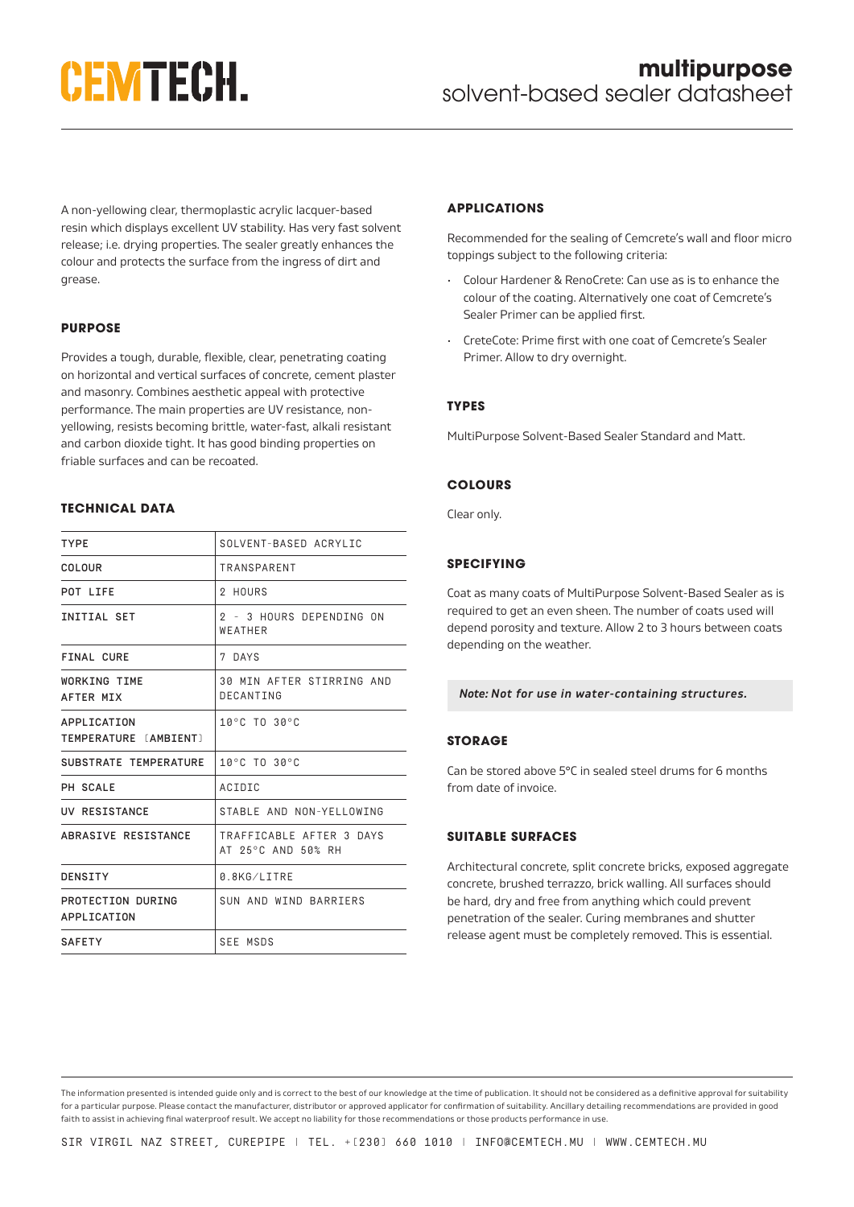# CEMTECH.

## multipurpose solvent-based sealer datasheet

A non-yellowing clear, thermoplastic acrylic lacquer-based resin which displays excellent UV stability. Has very fast solvent release; i.e. drying properties. The sealer greatly enhances the colour and protects the surface from the ingress of dirt and grease.

### PURPOSE

Provides a tough, durable, flexible, clear, penetrating coating on horizontal and vertical surfaces of concrete, cement plaster and masonry. Combines aesthetic appeal with protective performance. The main properties are UV resistance, non-yellowing, resists becoming brittle, water-fast, alkali resistant and carbon dioxide tight. It has good binding properties on friable surfaces and can be recoated.

### TECHNICAL DATA

| | |
|---|---|
| TYPE | SOLVENT-BASED ACRYLIC |
| COLOUR | TRANSPARENT |
| POT LIFE | 2 HOURS |
| INITIAL SET | 2 - 3 HOURS DEPENDING ON WEATHER |
| FINAL CURE | 7 DAYS |
| WORKING TIME AFTER MIX | 30 MIN AFTER STIRRING AND DECANTING |
| APPLICATION TEMPERATURE (AMBIENT) | 10°C TO 30°C |
| SUBSTRATE TEMPERATURE | 10°C TO 30°C |
| PH SCALE | ACIDIC |
| UV RESISTANCE | STABLE AND NON-YELLOWING |
| ABRASIVE RESISTANCE | TRAFFICABLE AFTER 3 DAYS AT 25°C AND 50% RH |
| DENSITY | 0.8KG/LITRE |
| PROTECTION DURING APPLICATION | SUN AND WIND BARRIERS |
| SAFETY | SEE MSDS |

### APPLICATIONS

Recommended for the sealing of Cemcrete's wall and floor micro toppings subject to the following criteria:

- Colour Hardener & RenoCrete: Can use as is to enhance the colour of the coating. Alternatively one coat of Cemcrete's Sealer Primer can be applied first.
- CreteCote: Prime first with one coat of Cemcrete's Sealer Primer. Allow to dry overnight.

### TYPES

MultiPurpose Solvent-Based Sealer Standard and Matt.

### COLOURS

Clear only.

### SPECIFYING

Coat as many coats of MultiPurpose Solvent-Based Sealer as is required to get an even sheen. The number of coats used will depend porosity and texture. Allow 2 to 3 hours between coats depending on the weather.

***Note: Not for use in water-containing structures.***

### STORAGE

Can be stored above 5°C in sealed steel drums for 6 months from date of invoice.

### SUITABLE SURFACES

Architectural concrete, split concrete bricks, exposed aggregate concrete, brushed terrazzo, brick walling. All surfaces should be hard, dry and free from anything which could prevent penetration of the sealer. Curing membranes and shutter release agent must be completely removed. This is essential.

The information presented is intended guide only and is correct to the best of our knowledge at the time of publication. It should not be considered as a definitive approval for suitability for a particular purpose. Please contact the manufacturer, distributor or approved applicator for confirmation of suitability. Ancillary detailing recommendations are provided in good faith to assist in achieving final waterproof result. We accept no liability for those recommendations or those products performance in use.

SIR VIRGIL NAZ STREET, CUREPIPE | TEL. +(230) 660 1010 | INFO@CEMTECH.MU | WWW.CEMTECH.MU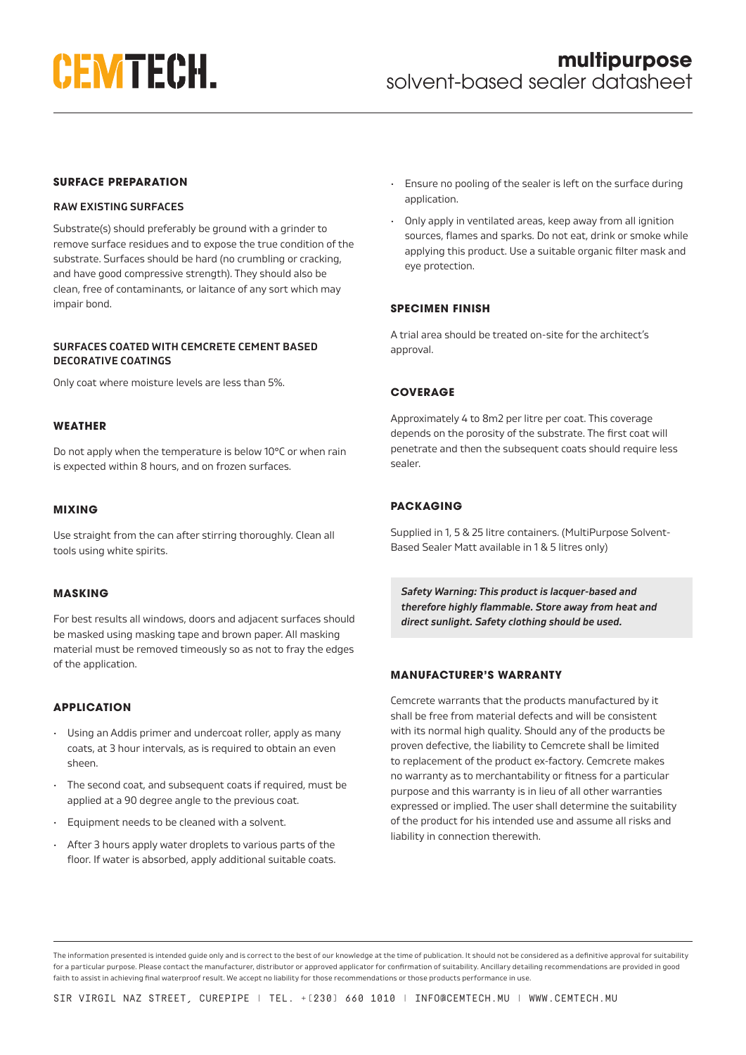## SURFACE PREPARATION

### RAW EXISTING SURFACES

Substrate(s) should preferably be ground with a grinder to remove surface residues and to expose the true condition of the substrate. Surfaces should be hard (no crumbling or cracking, and have good compressive strength). They should also be clean, free of contaminants, or laitance of any sort which may impair bond.

### SURFACES COATED WITH CEMCRETE CEMENT BASED DECORATIVE COATINGS

Only coat where moisture levels are less than 5%.

## WEATHER

Do not apply when the temperature is below 10°C or when rain is expected within 8 hours, and on frozen surfaces.

## MIXING

Use straight from the can after stirring thoroughly. Clean all tools using white spirits.

## MASKING

For best results all windows, doors and adjacent surfaces should be masked using masking tape and brown paper. All masking material must be removed timeously so as not to fray the edges of the application.

## APPLICATION

- Using an Addis primer and undercoat roller, apply as many coats, at 3 hour intervals, as is required to obtain an even sheen.
- The second coat, and subsequent coats if required, must be applied at a 90 degree angle to the previous coat.
- Equipment needs to be cleaned with a solvent.
- After 3 hours apply water droplets to various parts of the floor. If water is absorbed, apply additional suitable coats.
- Ensure no pooling of the sealer is left on the surface during application.
- Only apply in ventilated areas, keep away from all ignition sources, flames and sparks. Do not eat, drink or smoke while applying this product. Use a suitable organic filter mask and eye protection.

## SPECIMEN FINISH

A trial area should be treated on-site for the architect's approval.

## COVERAGE

Approximately 4 to 8m2 per litre per coat. This coverage depends on the porosity of the substrate. The first coat will penetrate and then the subsequent coats should require less sealer.

## PACKAGING

Supplied in 1, 5 & 25 litre containers. (MultiPurpose Solvent-Based Sealer Matt available in 1 & 5 litres only)

***Safety Warning: This product is lacquer-based and therefore highly flammable. Store away from heat and direct sunlight. Safety clothing should be used.***

## MANUFACTURER'S WARRANTY

Cemcrete warrants that the products manufactured by it shall be free from material defects and will be consistent with its normal high quality. Should any of the products be proven defective, the liability to Cemcrete shall be limited to replacement of the product ex-factory. Cemcrete makes no warranty as to merchantability or fitness for a particular purpose and this warranty is in lieu of all other warranties expressed or implied. The user shall determine the suitability of the product for his intended use and assume all risks and liability in connection therewith.

The information presented is intended guide only and is correct to the best of our knowledge at the time of publication. It should not be considered as a definitive approval for suitability for a particular purpose. Please contact the manufacturer, distributor or approved applicator for confirmation of suitability. Ancillary detailing recommendations are provided in good faith to assist in achieving final waterproof result. We accept no liability for those recommendations or those products performance in use.

SIR VIRGIL NAZ STREET, CUREPIPE | TEL. +[230] 660 1010 | INFO@CEMTECH.MU | WWW.CEMTECH.MU